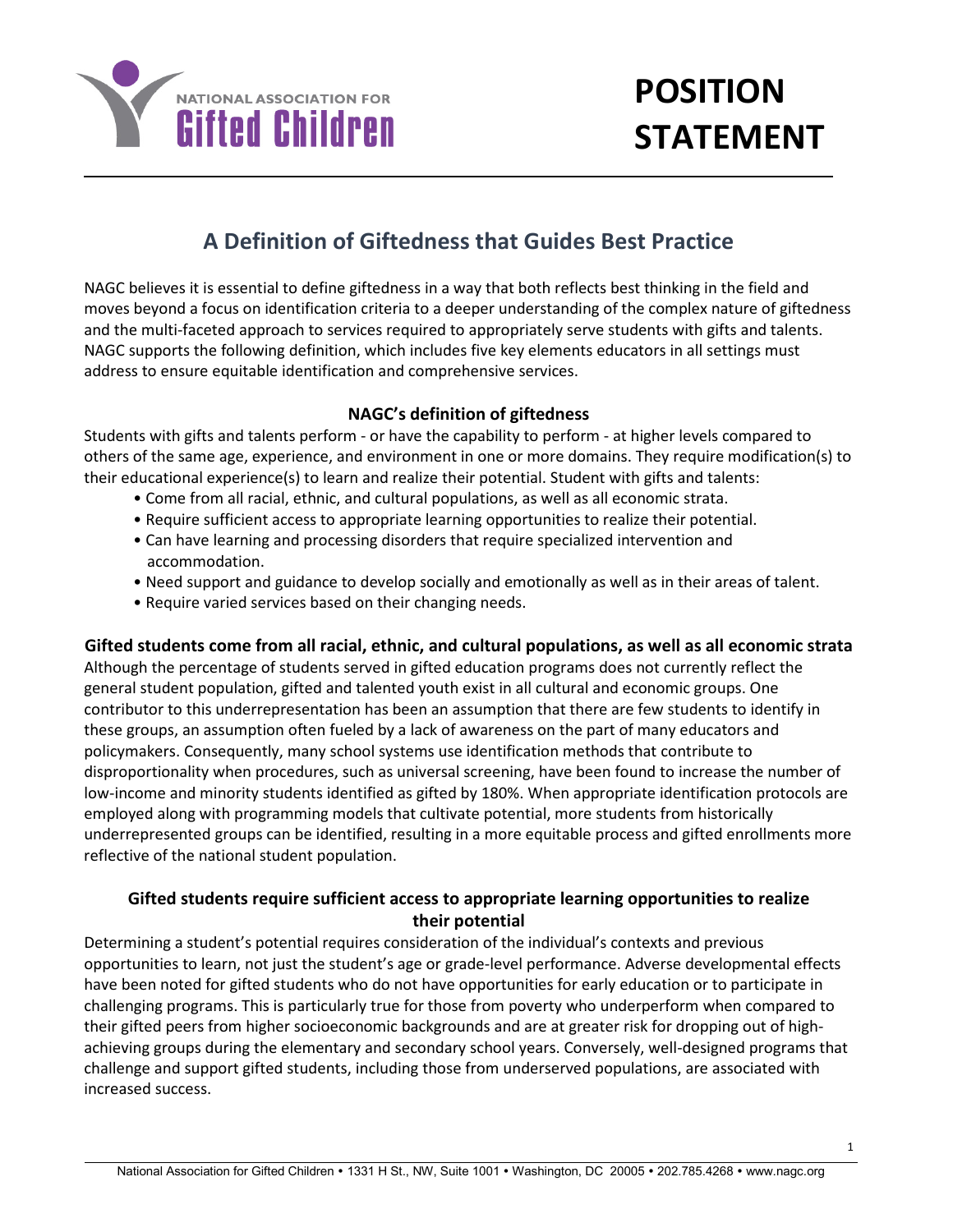NATIONAL ASSOCIATION FOR
**Gifted Children**

# POSITION STATEMENT

## A Definition of Giftedness that Guides Best Practice

NAGC believes it is essential to define giftedness in a way that both reflects best thinking in the field and moves beyond a focus on identification criteria to a deeper understanding of the complex nature of giftedness and the multi-faceted approach to services required to appropriately serve students with gifts and talents. NAGC supports the following definition, which includes five key elements educators in all settings must address to ensure equitable identification and comprehensive services.

### NAGC's definition of giftedness

Students with gifts and talents perform - or have the capability to perform - at higher levels compared to others of the same age, experience, and environment in one or more domains. They require modification(s) to their educational experience(s) to learn and realize their potential. Student with gifts and talents:

- Come from all racial, ethnic, and cultural populations, as well as all economic strata.
- Require sufficient access to appropriate learning opportunities to realize their potential.
- Can have learning and processing disorders that require specialized intervention and accommodation.
- Need support and guidance to develop socially and emotionally as well as in their areas of talent.
- Require varied services based on their changing needs.

### Gifted students come from all racial, ethnic, and cultural populations, as well as all economic strata

Although the percentage of students served in gifted education programs does not currently reflect the general student population, gifted and talented youth exist in all cultural and economic groups. One contributor to this underrepresentation has been an assumption that there are few students to identify in these groups, an assumption often fueled by a lack of awareness on the part of many educators and policymakers. Consequently, many school systems use identification methods that contribute to disproportionality when procedures, such as universal screening, have been found to increase the number of low-income and minority students identified as gifted by 180%. When appropriate identification protocols are employed along with programming models that cultivate potential, more students from historically underrepresented groups can be identified, resulting in a more equitable process and gifted enrollments more reflective of the national student population.

### Gifted students require sufficient access to appropriate learning opportunities to realize their potential

Determining a student's potential requires consideration of the individual's contexts and previous opportunities to learn, not just the student's age or grade-level performance. Adverse developmental effects have been noted for gifted students who do not have opportunities for early education or to participate in challenging programs. This is particularly true for those from poverty who underperform when compared to their gifted peers from higher socioeconomic backgrounds and are at greater risk for dropping out of high-achieving groups during the elementary and secondary school years. Conversely, well-designed programs that challenge and support gifted students, including those from underserved populations, are associated with increased success.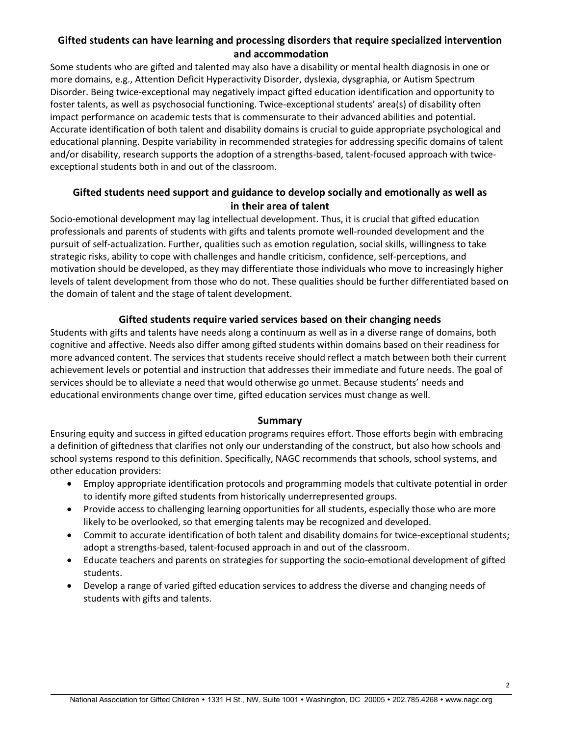## Gifted students can have learning and processing disorders that require specialized intervention and accommodation

Some students who are gifted and talented may also have a disability or mental health diagnosis in one or more domains, e.g., Attention Deficit Hyperactivity Disorder, dyslexia, dysgraphia, or Autism Spectrum Disorder. Being twice-exceptional may negatively impact gifted education identification and opportunity to foster talents, as well as psychosocial functioning. Twice-exceptional students' area(s) of disability often impact performance on academic tests that is commensurate to their advanced abilities and potential. Accurate identification of both talent and disability domains is crucial to guide appropriate psychological and educational planning. Despite variability in recommended strategies for addressing specific domains of talent and/or disability, research supports the adoption of a strengths-based, talent-focused approach with twice-exceptional students both in and out of the classroom.

## Gifted students need support and guidance to develop socially and emotionally as well as in their area of talent

Socio-emotional development may lag intellectual development. Thus, it is crucial that gifted education professionals and parents of students with gifts and talents promote well-rounded development and the pursuit of self-actualization. Further, qualities such as emotion regulation, social skills, willingness to take strategic risks, ability to cope with challenges and handle criticism, confidence, self-perceptions, and motivation should be developed, as they may differentiate those individuals who move to increasingly higher levels of talent development from those who do not. These qualities should be further differentiated based on the domain of talent and the stage of talent development.

## Gifted students require varied services based on their changing needs

Students with gifts and talents have needs along a continuum as well as in a diverse range of domains, both cognitive and affective. Needs also differ among gifted students within domains based on their readiness for more advanced content. The services that students receive should reflect a match between both their current achievement levels or potential and instruction that addresses their immediate and future needs. The goal of services should be to alleviate a need that would otherwise go unmet. Because students' needs and educational environments change over time, gifted education services must change as well.

## Summary

Ensuring equity and success in gifted education programs requires effort. Those efforts begin with embracing a definition of giftedness that clarifies not only our understanding of the construct, but also how schools and school systems respond to this definition. Specifically, NAGC recommends that schools, school systems, and other education providers:

- Employ appropriate identification protocols and programming models that cultivate potential in order to identify more gifted students from historically underrepresented groups.
- Provide access to challenging learning opportunities for all students, especially those who are more likely to be overlooked, so that emerging talents may be recognized and developed.
- Commit to accurate identification of both talent and disability domains for twice-exceptional students; adopt a strengths-based, talent-focused approach in and out of the classroom.
- Educate teachers and parents on strategies for supporting the socio-emotional development of gifted students.
- Develop a range of varied gifted education services to address the diverse and changing needs of students with gifts and talents.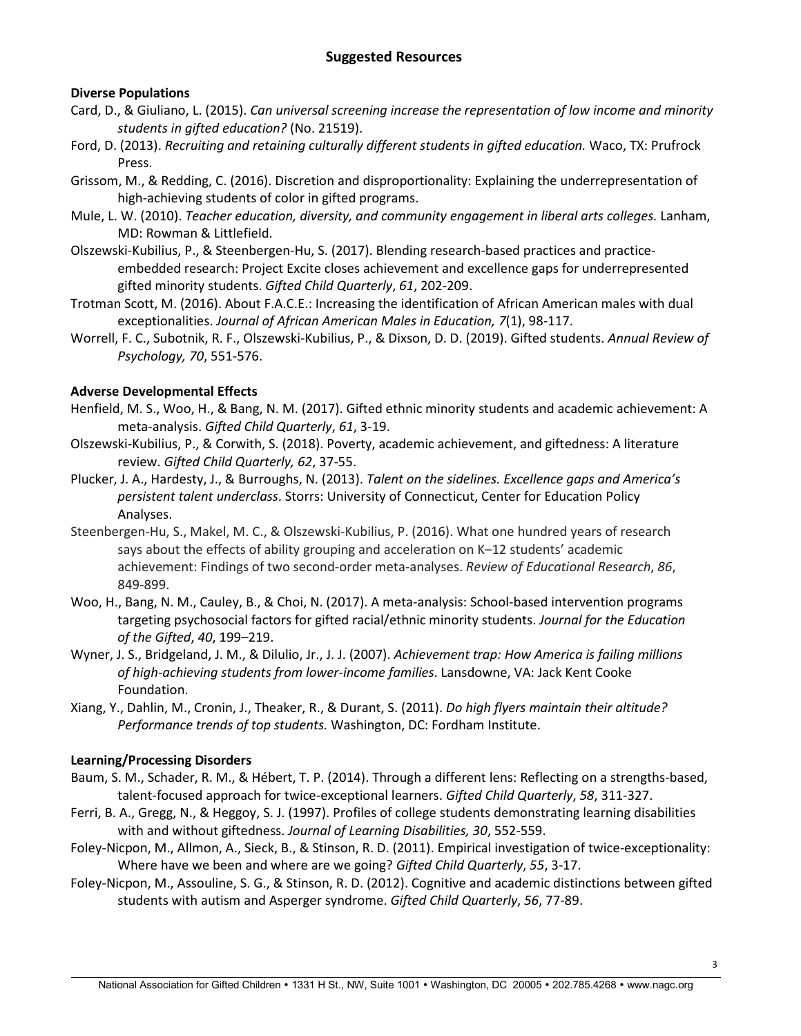## Suggested Resources

### Diverse Populations

Card, D., & Giuliano, L. (2015). *Can universal screening increase the representation of low income and minority students in gifted education?* (No. 21519).

Ford, D. (2013). *Recruiting and retaining culturally different students in gifted education.* Waco, TX: Prufrock Press.

Grissom, M., & Redding, C. (2016). Discretion and disproportionality: Explaining the underrepresentation of high-achieving students of color in gifted programs.

Mule, L. W. (2010). *Teacher education, diversity, and community engagement in liberal arts colleges.* Lanham, MD: Rowman & Littlefield.

Olszewski-Kubilius, P., & Steenbergen-Hu, S. (2017). Blending research-based practices and practice-embedded research: Project Excite closes achievement and excellence gaps for underrepresented gifted minority students. *Gifted Child Quarterly*, *61*, 202-209.

Trotman Scott, M. (2016). About F.A.C.E.: Increasing the identification of African American males with dual exceptionalities. *Journal of African American Males in Education, 7*(1), 98-117.

Worrell, F. C., Subotnik, R. F., Olszewski-Kubilius, P., & Dixson, D. D. (2019). Gifted students. *Annual Review of Psychology, 70*, 551-576.

### Adverse Developmental Effects

Henfield, M. S., Woo, H., & Bang, N. M. (2017). Gifted ethnic minority students and academic achievement: A meta-analysis. *Gifted Child Quarterly*, *61*, 3-19.

Olszewski-Kubilius, P., & Corwith, S. (2018). Poverty, academic achievement, and giftedness: A literature review. *Gifted Child Quarterly, 62*, 37-55.

Plucker, J. A., Hardesty, J., & Burroughs, N. (2013). *Talent on the sidelines. Excellence gaps and America's persistent talent underclass*. Storrs: University of Connecticut, Center for Education Policy Analyses.

Steenbergen-Hu, S., Makel, M. C., & Olszewski-Kubilius, P. (2016). What one hundred years of research says about the effects of ability grouping and acceleration on K–12 students' academic achievement: Findings of two second-order meta-analyses. *Review of Educational Research*, *86*, 849-899.

Woo, H., Bang, N. M., Cauley, B., & Choi, N. (2017). A meta-analysis: School-based intervention programs targeting psychosocial factors for gifted racial/ethnic minority students. *Journal for the Education of the Gifted*, *40*, 199–219.

Wyner, J. S., Bridgeland, J. M., & Dilulio, Jr., J. J. (2007). *Achievement trap: How America is failing millions of high-achieving students from lower-income families*. Lansdowne, VA: Jack Kent Cooke Foundation.

Xiang, Y., Dahlin, M., Cronin, J., Theaker, R., & Durant, S. (2011). *Do high flyers maintain their altitude? Performance trends of top students.* Washington, DC: Fordham Institute.

### Learning/Processing Disorders

Baum, S. M., Schader, R. M., & Hébert, T. P. (2014). Through a different lens: Reflecting on a strengths-based, talent-focused approach for twice-exceptional learners. *Gifted Child Quarterly*, *58*, 311-327.

Ferri, B. A., Gregg, N., & Heggoy, S. J. (1997). Profiles of college students demonstrating learning disabilities with and without giftedness. *Journal of Learning Disabilities, 30*, 552-559.

Foley-Nicpon, M., Allmon, A., Sieck, B., & Stinson, R. D. (2011). Empirical investigation of twice-exceptionality: Where have we been and where are we going? *Gifted Child Quarterly*, *55*, 3-17.

Foley-Nicpon, M., Assouline, S. G., & Stinson, R. D. (2012). Cognitive and academic distinctions between gifted students with autism and Asperger syndrome. *Gifted Child Quarterly*, *56*, 77-89.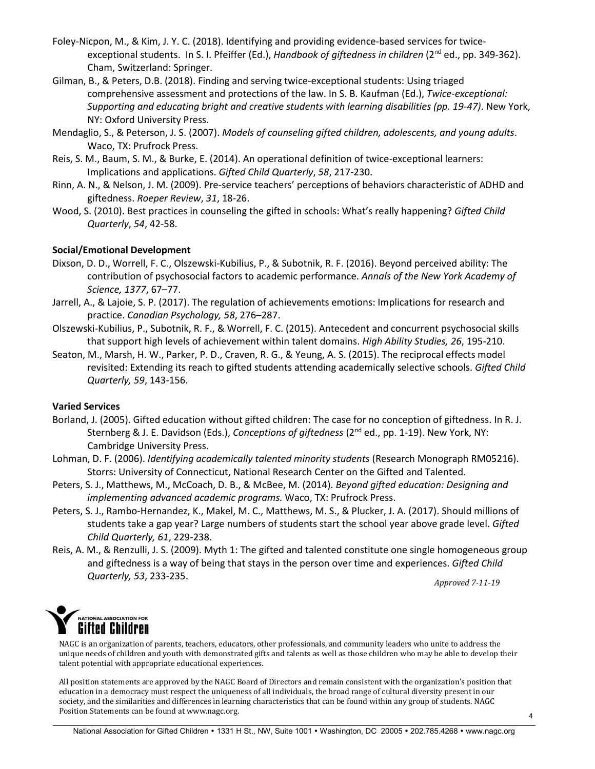Foley-Nicpon, M., & Kim, J. Y. C. (2018). Identifying and providing evidence-based services for twice-exceptional students. In S. I. Pfeiffer (Ed.), *Handbook of giftedness in children* (2nd ed., pp. 349-362). Cham, Switzerland: Springer.

Gilman, B., & Peters, D.B. (2018). Finding and serving twice-exceptional students: Using triaged comprehensive assessment and protections of the law. In S. B. Kaufman (Ed.), *Twice-exceptional: Supporting and educating bright and creative students with learning disabilities (pp. 19-47)*. New York, NY: Oxford University Press.

Mendaglio, S., & Peterson, J. S. (2007). *Models of counseling gifted children, adolescents, and young adults*. Waco, TX: Prufrock Press.

Reis, S. M., Baum, S. M., & Burke, E. (2014). An operational definition of twice-exceptional learners: Implications and applications. *Gifted Child Quarterly*, *58*, 217-230.

Rinn, A. N., & Nelson, J. M. (2009). Pre-service teachers' perceptions of behaviors characteristic of ADHD and giftedness. *Roeper Review*, *31*, 18-26.

Wood, S. (2010). Best practices in counseling the gifted in schools: What's really happening? *Gifted Child Quarterly*, *54*, 42-58.

**Social/Emotional Development**

Dixson, D. D., Worrell, F. C., Olszewski-Kubilius, P., & Subotnik, R. F. (2016). Beyond perceived ability: The contribution of psychosocial factors to academic performance. *Annals of the New York Academy of Science, 1377*, 67–77.

Jarrell, A., & Lajoie, S. P. (2017). The regulation of achievements emotions: Implications for research and practice. *Canadian Psychology, 58*, 276–287.

Olszewski-Kubilius, P., Subotnik, R. F., & Worrell, F. C. (2015). Antecedent and concurrent psychosocial skills that support high levels of achievement within talent domains. *High Ability Studies, 26*, 195-210.

Seaton, M., Marsh, H. W., Parker, P. D., Craven, R. G., & Yeung, A. S. (2015). The reciprocal effects model revisited: Extending its reach to gifted students attending academically selective schools. *Gifted Child Quarterly, 59*, 143-156.

**Varied Services**

Borland, J. (2005). Gifted education without gifted children: The case for no conception of giftedness. In R. J. Sternberg & J. E. Davidson (Eds.), *Conceptions of giftedness* (2nd ed., pp. 1-19). New York, NY: Cambridge University Press.

Lohman, D. F. (2006). *Identifying academically talented minority students* (Research Monograph RM05216). Storrs: University of Connecticut, National Research Center on the Gifted and Talented.

Peters, S. J., Matthews, M., McCoach, D. B., & McBee, M. (2014). *Beyond gifted education: Designing and implementing advanced academic programs.* Waco, TX: Prufrock Press.

Peters, S. J., Rambo-Hernandez, K., Makel, M. C., Matthews, M. S., & Plucker, J. A. (2017). Should millions of students take a gap year? Large numbers of students start the school year above grade level. *Gifted Child Quarterly, 61*, 229-238.

Reis, A. M., & Renzulli, J. S. (2009). Myth 1: The gifted and talented constitute one single homogeneous group and giftedness is a way of being that stays in the person over time and experiences. *Gifted Child Quarterly, 53*, 233-235.

*Approved 7-11-19*

NATIONAL ASSOCIATION FOR **Gifted Children**

NAGC is an organization of parents, teachers, educators, other professionals, and community leaders who unite to address the unique needs of children and youth with demonstrated gifts and talents as well as those children who may be able to develop their talent potential with appropriate educational experiences.

All position statements are approved by the NAGC Board of Directors and remain consistent with the organization's position that education in a democracy must respect the uniqueness of all individuals, the broad range of cultural diversity present in our society, and the similarities and differences in learning characteristics that can be found within any group of students. NAGC Position Statements can be found at www.nagc.org.

National Association for Gifted Children • 1331 H St., NW, Suite 1001 • Washington, DC 20005 • 202.785.4268 • www.nagc.org